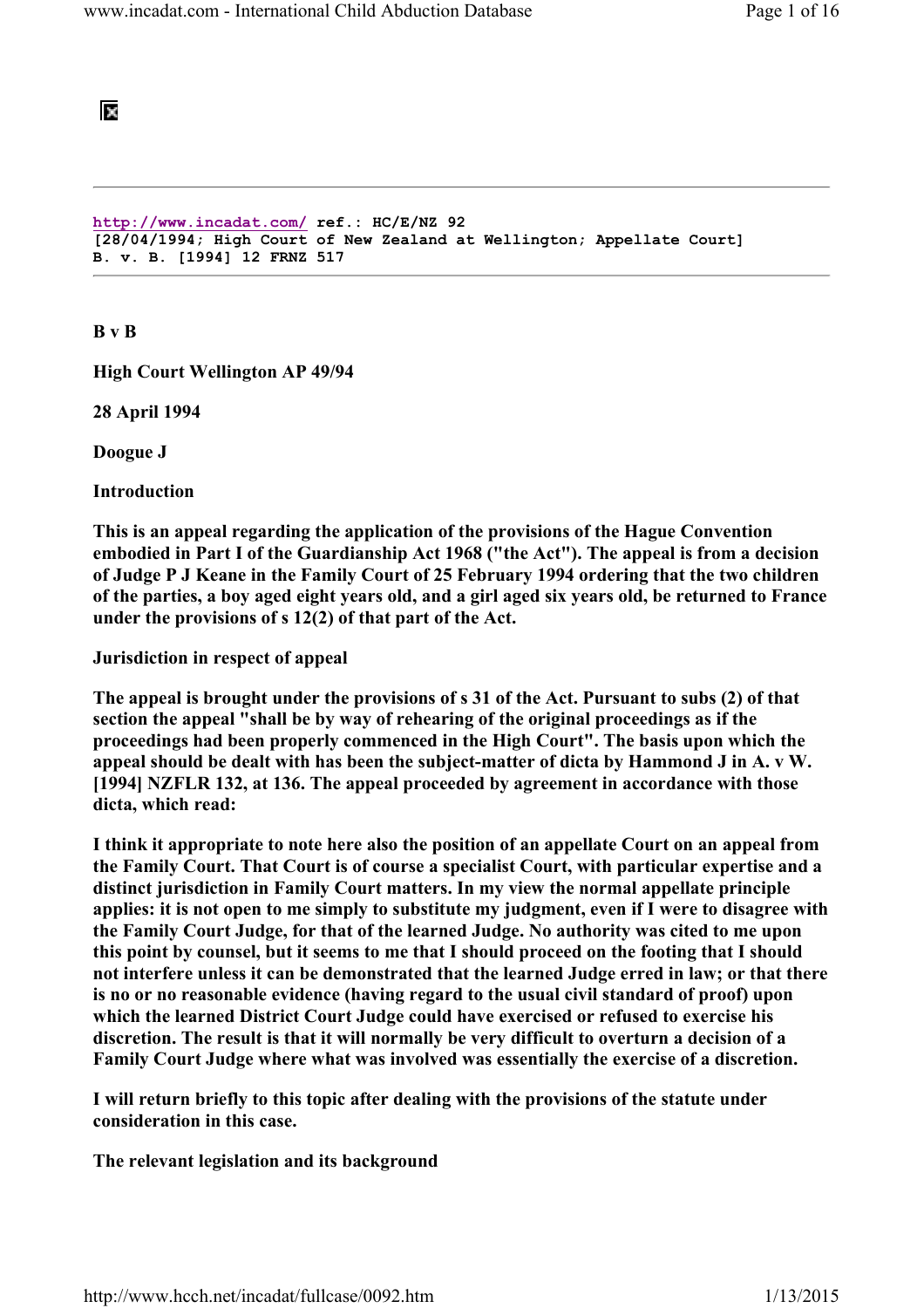http://www.incadat.com/ ref.: HC/E/NZ 92
[28/04/1994; High Court of New Zealand at Wellington; Appellate Court]
B. v. B. [1994] 12 FRNZ 517

**B v B**

**High Court Wellington AP 49/94**

**28 April 1994**

**Doogue J**

**Introduction**

**This is an appeal regarding the application of the provisions of the Hague Convention embodied in Part I of the Guardianship Act 1968 ("the Act"). The appeal is from a decision of Judge P J Keane in the Family Court of 25 February 1994 ordering that the two children of the parties, a boy aged eight years old, and a girl aged six years old, be returned to France under the provisions of s 12(2) of that part of the Act.**

**Jurisdiction in respect of appeal**

**The appeal is brought under the provisions of s 31 of the Act. Pursuant to subs (2) of that section the appeal "shall be by way of rehearing of the original proceedings as if the proceedings had been properly commenced in the High Court". The basis upon which the appeal should be dealt with has been the subject-matter of dicta by Hammond J in A. v W. [1994] NZFLR 132, at 136. The appeal proceeded by agreement in accordance with those dicta, which read:**

**I think it appropriate to note here also the position of an appellate Court on an appeal from the Family Court. That Court is of course a specialist Court, with particular expertise and a distinct jurisdiction in Family Court matters. In my view the normal appellate principle applies: it is not open to me simply to substitute my judgment, even if I were to disagree with the Family Court Judge, for that of the learned Judge. No authority was cited to me upon this point by counsel, but it seems to me that I should proceed on the footing that I should not interfere unless it can be demonstrated that the learned Judge erred in law; or that there is no or no reasonable evidence (having regard to the usual civil standard of proof) upon which the learned District Court Judge could have exercised or refused to exercise his discretion. The result is that it will normally be very difficult to overturn a decision of a Family Court Judge where what was involved was essentially the exercise of a discretion.**

**I will return briefly to this topic after dealing with the provisions of the statute under consideration in this case.**

**The relevant legislation and its background**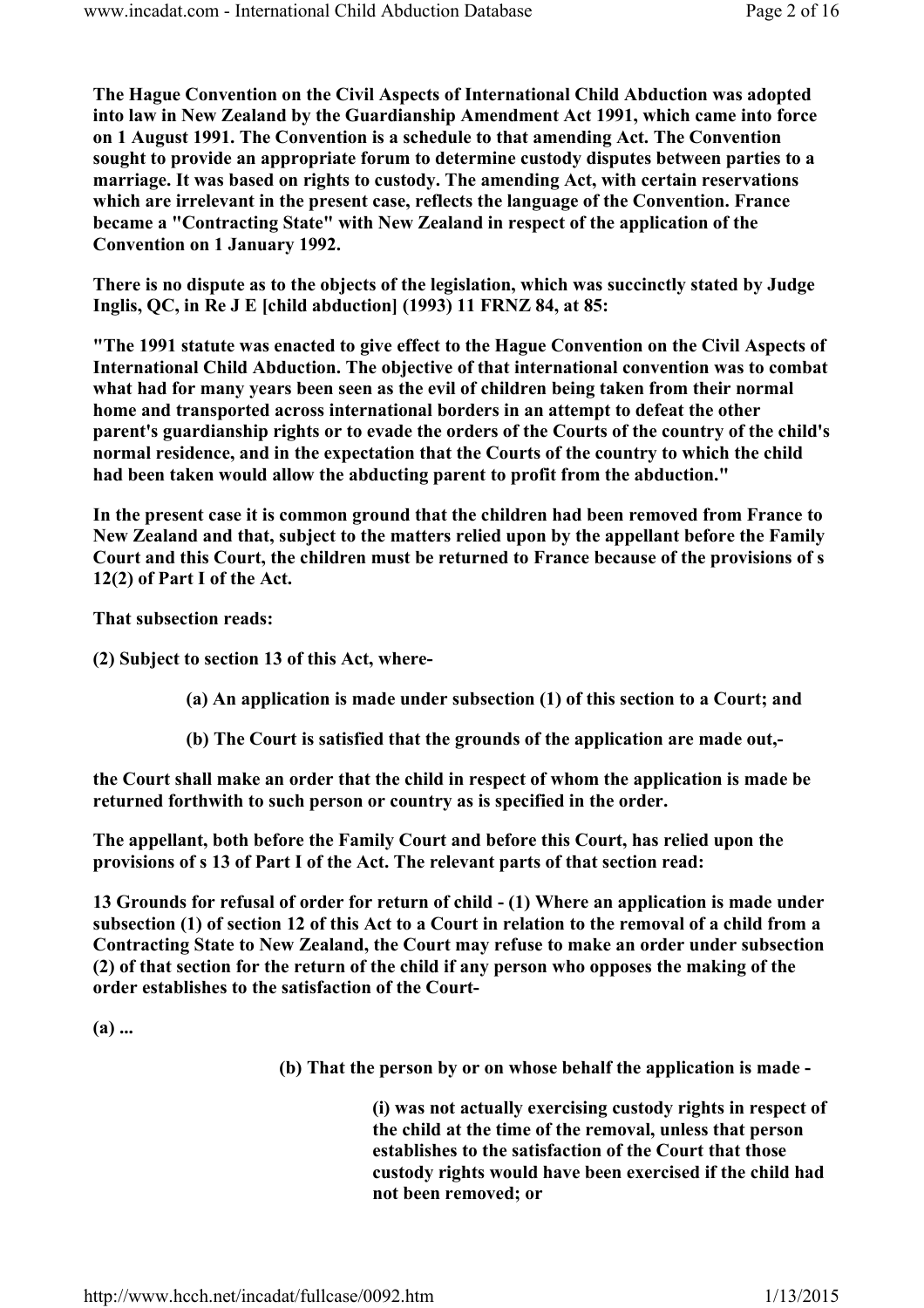**The Hague Convention on the Civil Aspects of International Child Abduction was adopted into law in New Zealand by the Guardianship Amendment Act 1991, which came into force on 1 August 1991. The Convention is a schedule to that amending Act. The Convention sought to provide an appropriate forum to determine custody disputes between parties to a marriage. It was based on rights to custody. The amending Act, with certain reservations which are irrelevant in the present case, reflects the language of the Convention. France became a "Contracting State" with New Zealand in respect of the application of the Convention on 1 January 1992.**

**There is no dispute as to the objects of the legislation, which was succinctly stated by Judge Inglis, QC, in Re J E [child abduction] (1993) 11 FRNZ 84, at 85:**

**"The 1991 statute was enacted to give effect to the Hague Convention on the Civil Aspects of International Child Abduction. The objective of that international convention was to combat what had for many years been seen as the evil of children being taken from their normal home and transported across international borders in an attempt to defeat the other parent's guardianship rights or to evade the orders of the Courts of the country of the child's normal residence, and in the expectation that the Courts of the country to which the child had been taken would allow the abducting parent to profit from the abduction."**

**In the present case it is common ground that the children had been removed from France to New Zealand and that, subject to the matters relied upon by the appellant before the Family Court and this Court, the children must be returned to France because of the provisions of s 12(2) of Part I of the Act.**

**That subsection reads:**

**(2) Subject to section 13 of this Act, where-**

> **(a) An application is made under subsection (1) of this section to a Court; and**
>
> **(b) The Court is satisfied that the grounds of the application are made out,-**

**the Court shall make an order that the child in respect of whom the application is made be returned forthwith to such person or country as is specified in the order.**

**The appellant, both before the Family Court and before this Court, has relied upon the provisions of s 13 of Part I of the Act. The relevant parts of that section read:**

**13 Grounds for refusal of order for return of child - (1) Where an application is made under subsection (1) of section 12 of this Act to a Court in relation to the removal of a child from a Contracting State to New Zealand, the Court may refuse to make an order under subsection (2) of that section for the return of the child if any person who opposes the making of the order establishes to the satisfaction of the Court-**

**(a) ...**

> **(b) That the person by or on whose behalf the application is made -**
>
> > **(i) was not actually exercising custody rights in respect of the child at the time of the removal, unless that person establishes to the satisfaction of the Court that those custody rights would have been exercised if the child had not been removed; or**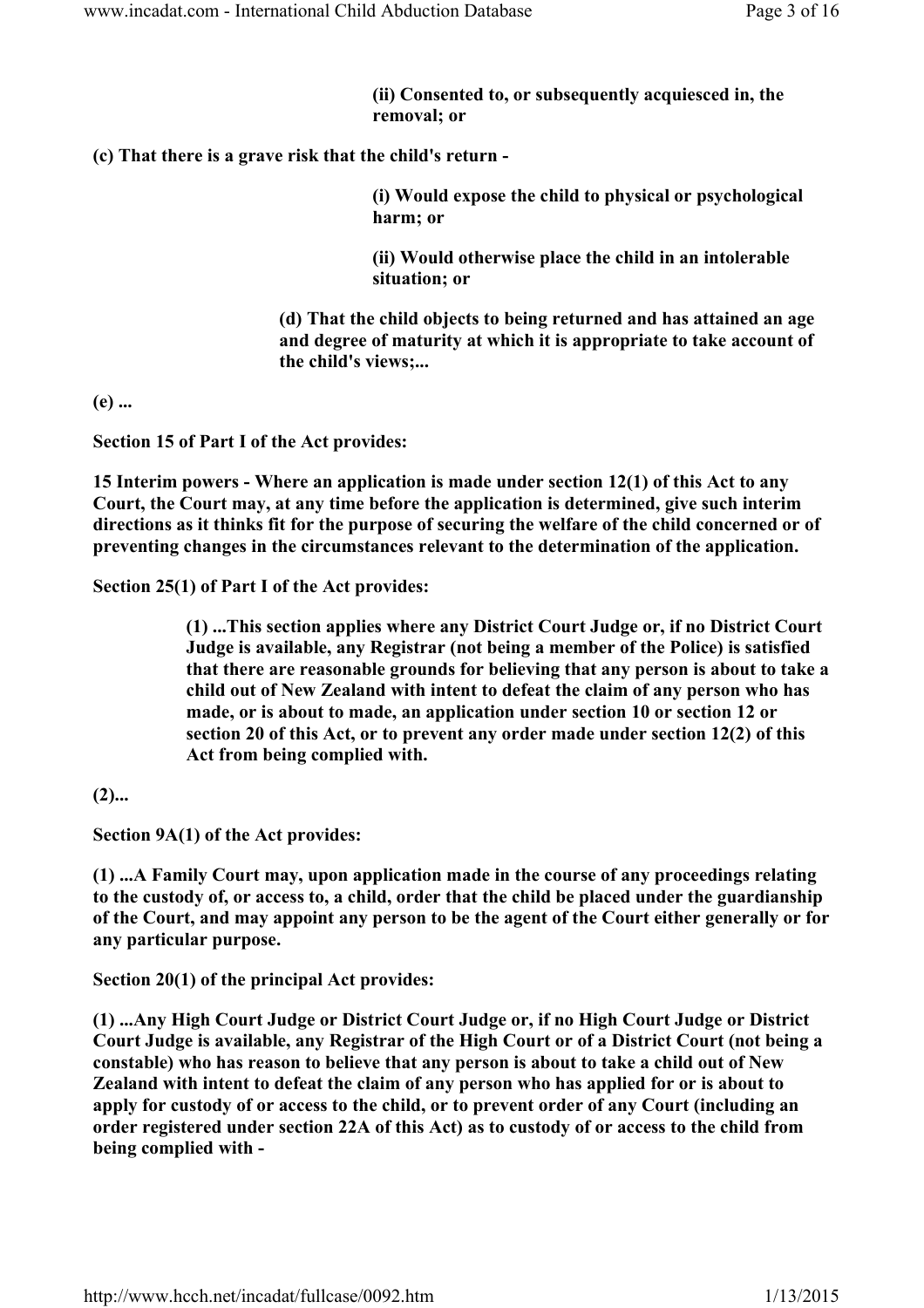**(ii) Consented to, or subsequently acquiesced in, the removal; or**

**(c) That there is a grave risk that the child's return -**

**(i) Would expose the child to physical or psychological harm; or**

**(ii) Would otherwise place the child in an intolerable situation; or**

**(d) That the child objects to being returned and has attained an age and degree of maturity at which it is appropriate to take account of the child's views;...**

**(e) ...**

**Section 15 of Part I of the Act provides:**

**15 Interim powers - Where an application is made under section 12(1) of this Act to any Court, the Court may, at any time before the application is determined, give such interim directions as it thinks fit for the purpose of securing the welfare of the child concerned or of preventing changes in the circumstances relevant to the determination of the application.**

**Section 25(1) of Part I of the Act provides:**

**(1) ...This section applies where any District Court Judge or, if no District Court Judge is available, any Registrar (not being a member of the Police) is satisfied that there are reasonable grounds for believing that any person is about to take a child out of New Zealand with intent to defeat the claim of any person who has made, or is about to made, an application under section 10 or section 12 or section 20 of this Act, or to prevent any order made under section 12(2) of this Act from being complied with.**

**(2)...**

**Section 9A(1) of the Act provides:**

**(1) ...A Family Court may, upon application made in the course of any proceedings relating to the custody of, or access to, a child, order that the child be placed under the guardianship of the Court, and may appoint any person to be the agent of the Court either generally or for any particular purpose.**

**Section 20(1) of the principal Act provides:**

**(1) ...Any High Court Judge or District Court Judge or, if no High Court Judge or District Court Judge is available, any Registrar of the High Court or of a District Court (not being a constable) who has reason to believe that any person is about to take a child out of New Zealand with intent to defeat the claim of any person who has applied for or is about to apply for custody of or access to the child, or to prevent order of any Court (including an order registered under section 22A of this Act) as to custody of or access to the child from being complied with -**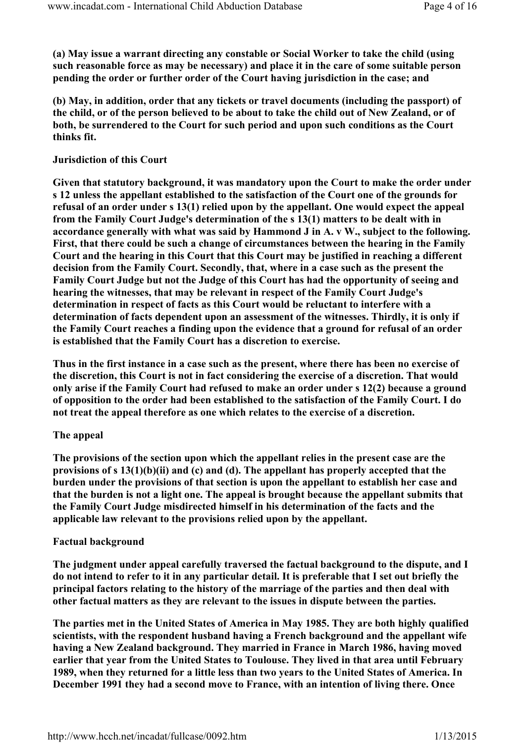**(a) May issue a warrant directing any constable or Social Worker to take the child (using such reasonable force as may be necessary) and place it in the care of some suitable person pending the order or further order of the Court having jurisdiction in the case; and**

**(b) May, in addition, order that any tickets or travel documents (including the passport) of the child, or of the person believed to be about to take the child out of New Zealand, or of both, be surrendered to the Court for such period and upon such conditions as the Court thinks fit.**

**Jurisdiction of this Court**

**Given that statutory background, it was mandatory upon the Court to make the order under s 12 unless the appellant established to the satisfaction of the Court one of the grounds for refusal of an order under s 13(1) relied upon by the appellant. One would expect the appeal from the Family Court Judge's determination of the s 13(1) matters to be dealt with in accordance generally with what was said by Hammond J in A. v W., subject to the following. First, that there could be such a change of circumstances between the hearing in the Family Court and the hearing in this Court that this Court may be justified in reaching a different decision from the Family Court. Secondly, that, where in a case such as the present the Family Court Judge but not the Judge of this Court has had the opportunity of seeing and hearing the witnesses, that may be relevant in respect of the Family Court Judge's determination in respect of facts as this Court would be reluctant to interfere with a determination of facts dependent upon an assessment of the witnesses. Thirdly, it is only if the Family Court reaches a finding upon the evidence that a ground for refusal of an order is established that the Family Court has a discretion to exercise.**

**Thus in the first instance in a case such as the present, where there has been no exercise of the discretion, this Court is not in fact considering the exercise of a discretion. That would only arise if the Family Court had refused to make an order under s 12(2) because a ground of opposition to the order had been established to the satisfaction of the Family Court. I do not treat the appeal therefore as one which relates to the exercise of a discretion.**

**The appeal**

**The provisions of the section upon which the appellant relies in the present case are the provisions of s 13(1)(b)(ii) and (c) and (d). The appellant has properly accepted that the burden under the provisions of that section is upon the appellant to establish her case and that the burden is not a light one. The appeal is brought because the appellant submits that the Family Court Judge misdirected himself in his determination of the facts and the applicable law relevant to the provisions relied upon by the appellant.**

**Factual background**

**The judgment under appeal carefully traversed the factual background to the dispute, and I do not intend to refer to it in any particular detail. It is preferable that I set out briefly the principal factors relating to the history of the marriage of the parties and then deal with other factual matters as they are relevant to the issues in dispute between the parties.**

**The parties met in the United States of America in May 1985. They are both highly qualified scientists, with the respondent husband having a French background and the appellant wife having a New Zealand background. They married in France in March 1986, having moved earlier that year from the United States to Toulouse. They lived in that area until February 1989, when they returned for a little less than two years to the United States of America. In December 1991 they had a second move to France, with an intention of living there. Once**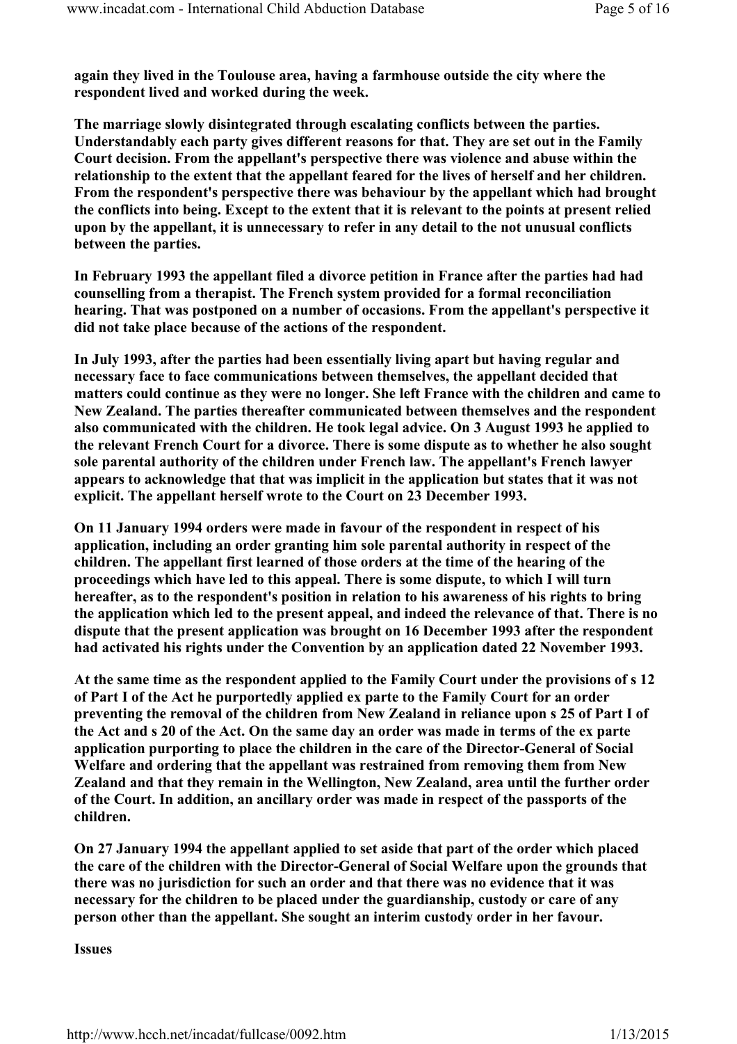again they lived in the Toulouse area, having a farmhouse outside the city where the respondent lived and worked during the week.

The marriage slowly disintegrated through escalating conflicts between the parties. Understandably each party gives different reasons for that. They are set out in the Family Court decision. From the appellant's perspective there was violence and abuse within the relationship to the extent that the appellant feared for the lives of herself and her children. From the respondent's perspective there was behaviour by the appellant which had brought the conflicts into being. Except to the extent that it is relevant to the points at present relied upon by the appellant, it is unnecessary to refer in any detail to the not unusual conflicts between the parties.

In February 1993 the appellant filed a divorce petition in France after the parties had had counselling from a therapist. The French system provided for a formal reconciliation hearing. That was postponed on a number of occasions. From the appellant's perspective it did not take place because of the actions of the respondent.

In July 1993, after the parties had been essentially living apart but having regular and necessary face to face communications between themselves, the appellant decided that matters could continue as they were no longer. She left France with the children and came to New Zealand. The parties thereafter communicated between themselves and the respondent also communicated with the children. He took legal advice. On 3 August 1993 he applied to the relevant French Court for a divorce. There is some dispute as to whether he also sought sole parental authority of the children under French law. The appellant's French lawyer appears to acknowledge that that was implicit in the application but states that it was not explicit. The appellant herself wrote to the Court on 23 December 1993.

On 11 January 1994 orders were made in favour of the respondent in respect of his application, including an order granting him sole parental authority in respect of the children. The appellant first learned of those orders at the time of the hearing of the proceedings which have led to this appeal. There is some dispute, to which I will turn hereafter, as to the respondent's position in relation to his awareness of his rights to bring the application which led to the present appeal, and indeed the relevance of that. There is no dispute that the present application was brought on 16 December 1993 after the respondent had activated his rights under the Convention by an application dated 22 November 1993.

At the same time as the respondent applied to the Family Court under the provisions of s 12 of Part I of the Act he purportedly applied ex parte to the Family Court for an order preventing the removal of the children from New Zealand in reliance upon s 25 of Part I of the Act and s 20 of the Act. On the same day an order was made in terms of the ex parte application purporting to place the children in the care of the Director-General of Social Welfare and ordering that the appellant was restrained from removing them from New Zealand and that they remain in the Wellington, New Zealand, area until the further order of the Court. In addition, an ancillary order was made in respect of the passports of the children.

On 27 January 1994 the appellant applied to set aside that part of the order which placed the care of the children with the Director-General of Social Welfare upon the grounds that there was no jurisdiction for such an order and that there was no evidence that it was necessary for the children to be placed under the guardianship, custody or care of any person other than the appellant. She sought an interim custody order in her favour.

## Issues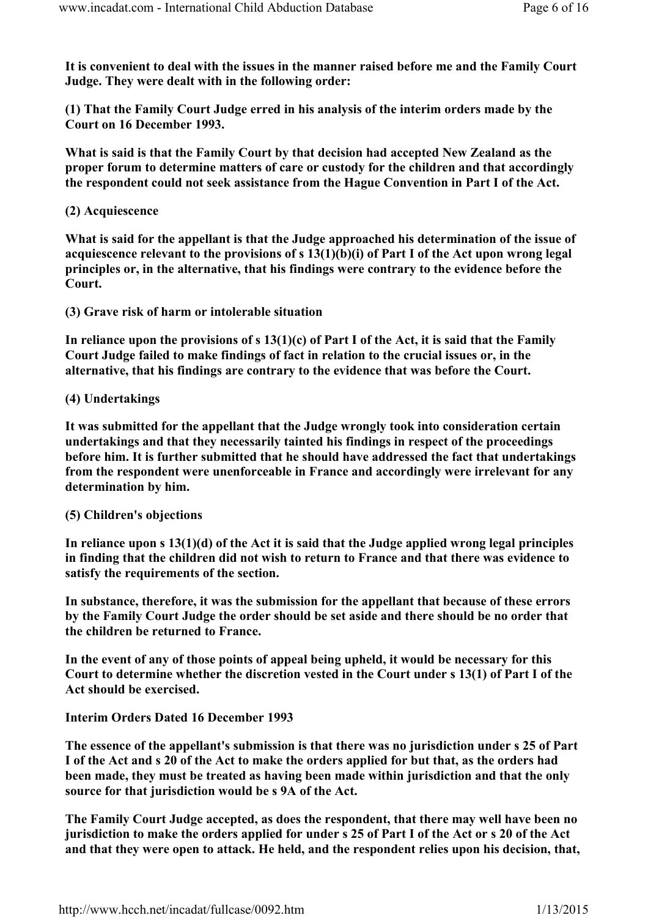It is convenient to deal with the issues in the manner raised before me and the Family Court Judge. They were dealt with in the following order:

(1) That the Family Court Judge erred in his analysis of the interim orders made by the Court on 16 December 1993.

What is said is that the Family Court by that decision had accepted New Zealand as the proper forum to determine matters of care or custody for the children and that accordingly the respondent could not seek assistance from the Hague Convention in Part I of the Act.

(2) Acquiescence

What is said for the appellant is that the Judge approached his determination of the issue of acquiescence relevant to the provisions of s 13(1)(b)(i) of Part I of the Act upon wrong legal principles or, in the alternative, that his findings were contrary to the evidence before the Court.

(3) Grave risk of harm or intolerable situation

In reliance upon the provisions of s 13(1)(c) of Part I of the Act, it is said that the Family Court Judge failed to make findings of fact in relation to the crucial issues or, in the alternative, that his findings are contrary to the evidence that was before the Court.

(4) Undertakings

It was submitted for the appellant that the Judge wrongly took into consideration certain undertakings and that they necessarily tainted his findings in respect of the proceedings before him. It is further submitted that he should have addressed the fact that undertakings from the respondent were unenforceable in France and accordingly were irrelevant for any determination by him.

(5) Children's objections

In reliance upon s 13(1)(d) of the Act it is said that the Judge applied wrong legal principles in finding that the children did not wish to return to France and that there was evidence to satisfy the requirements of the section.

In substance, therefore, it was the submission for the appellant that because of these errors by the Family Court Judge the order should be set aside and there should be no order that the children be returned to France.

In the event of any of those points of appeal being upheld, it would be necessary for this Court to determine whether the discretion vested in the Court under s 13(1) of Part I of the Act should be exercised.

Interim Orders Dated 16 December 1993

The essence of the appellant's submission is that there was no jurisdiction under s 25 of Part I of the Act and s 20 of the Act to make the orders applied for but that, as the orders had been made, they must be treated as having been made within jurisdiction and that the only source for that jurisdiction would be s 9A of the Act.

The Family Court Judge accepted, as does the respondent, that there may well have been no jurisdiction to make the orders applied for under s 25 of Part I of the Act or s 20 of the Act and that they were open to attack. He held, and the respondent relies upon his decision, that,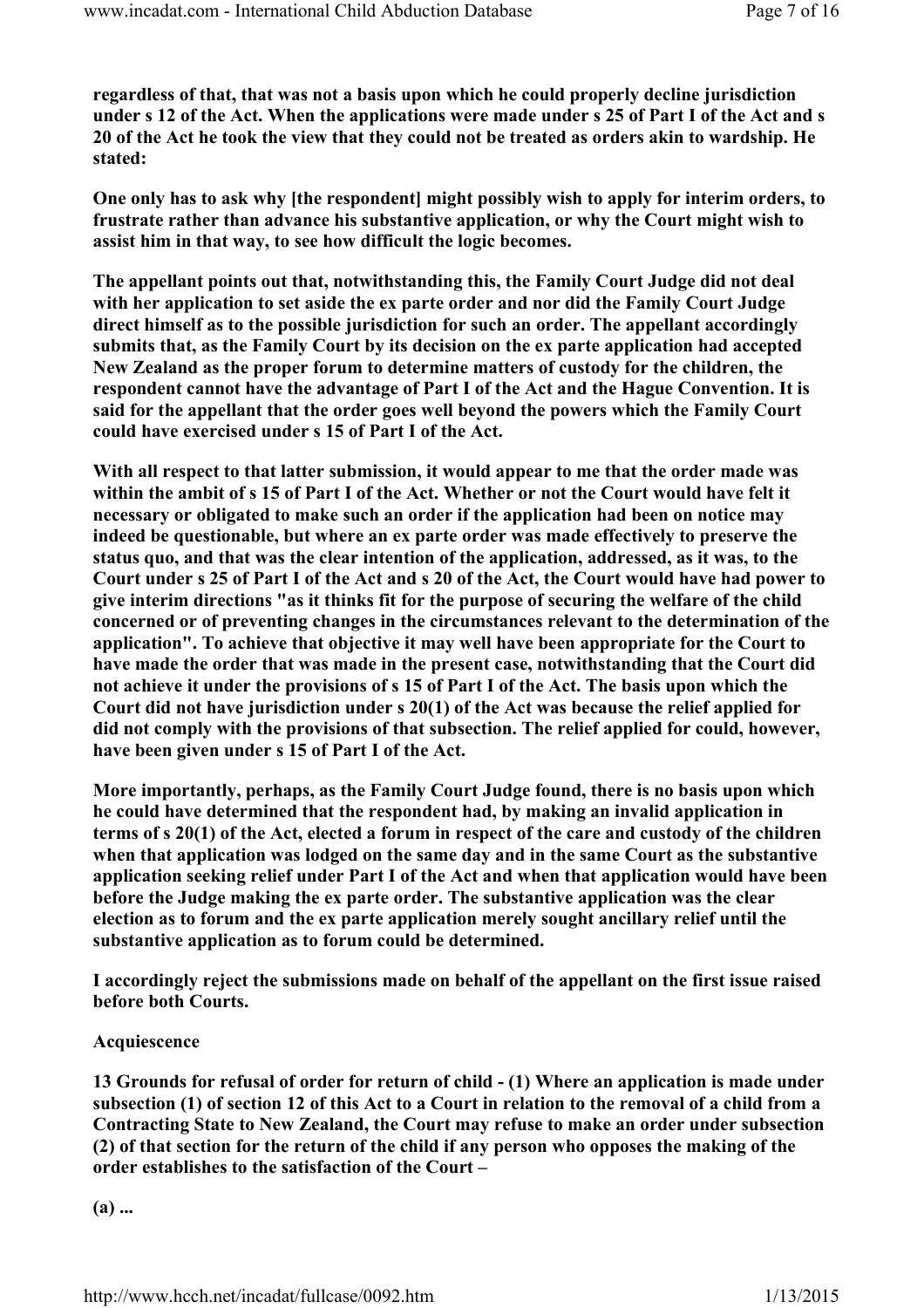**regardless of that, that was not a basis upon which he could properly decline jurisdiction under s 12 of the Act. When the applications were made under s 25 of Part I of the Act and s 20 of the Act he took the view that they could not be treated as orders akin to wardship. He stated:**

**One only has to ask why [the respondent] might possibly wish to apply for interim orders, to frustrate rather than advance his substantive application, or why the Court might wish to assist him in that way, to see how difficult the logic becomes.**

**The appellant points out that, notwithstanding this, the Family Court Judge did not deal with her application to set aside the ex parte order and nor did the Family Court Judge direct himself as to the possible jurisdiction for such an order. The appellant accordingly submits that, as the Family Court by its decision on the ex parte application had accepted New Zealand as the proper forum to determine matters of custody for the children, the respondent cannot have the advantage of Part I of the Act and the Hague Convention. It is said for the appellant that the order goes well beyond the powers which the Family Court could have exercised under s 15 of Part I of the Act.**

**With all respect to that latter submission, it would appear to me that the order made was within the ambit of s 15 of Part I of the Act. Whether or not the Court would have felt it necessary or obligated to make such an order if the application had been on notice may indeed be questionable, but where an ex parte order was made effectively to preserve the status quo, and that was the clear intention of the application, addressed, as it was, to the Court under s 25 of Part I of the Act and s 20 of the Act, the Court would have had power to give interim directions "as it thinks fit for the purpose of securing the welfare of the child concerned or of preventing changes in the circumstances relevant to the determination of the application". To achieve that objective it may well have been appropriate for the Court to have made the order that was made in the present case, notwithstanding that the Court did not achieve it under the provisions of s 15 of Part I of the Act. The basis upon which the Court did not have jurisdiction under s 20(1) of the Act was because the relief applied for did not comply with the provisions of that subsection. The relief applied for could, however, have been given under s 15 of Part I of the Act.**

**More importantly, perhaps, as the Family Court Judge found, there is no basis upon which he could have determined that the respondent had, by making an invalid application in terms of s 20(1) of the Act, elected a forum in respect of the care and custody of the children when that application was lodged on the same day and in the same Court as the substantive application seeking relief under Part I of the Act and when that application would have been before the Judge making the ex parte order. The substantive application was the clear election as to forum and the ex parte application merely sought ancillary relief until the substantive application as to forum could be determined.**

**I accordingly reject the submissions made on behalf of the appellant on the first issue raised before both Courts.**

**Acquiescence**

**13 Grounds for refusal of order for return of child - (1) Where an application is made under subsection (1) of section 12 of this Act to a Court in relation to the removal of a child from a Contracting State to New Zealand, the Court may refuse to make an order under subsection (2) of that section for the return of the child if any person who opposes the making of the order establishes to the satisfaction of the Court –**

**(a) ...**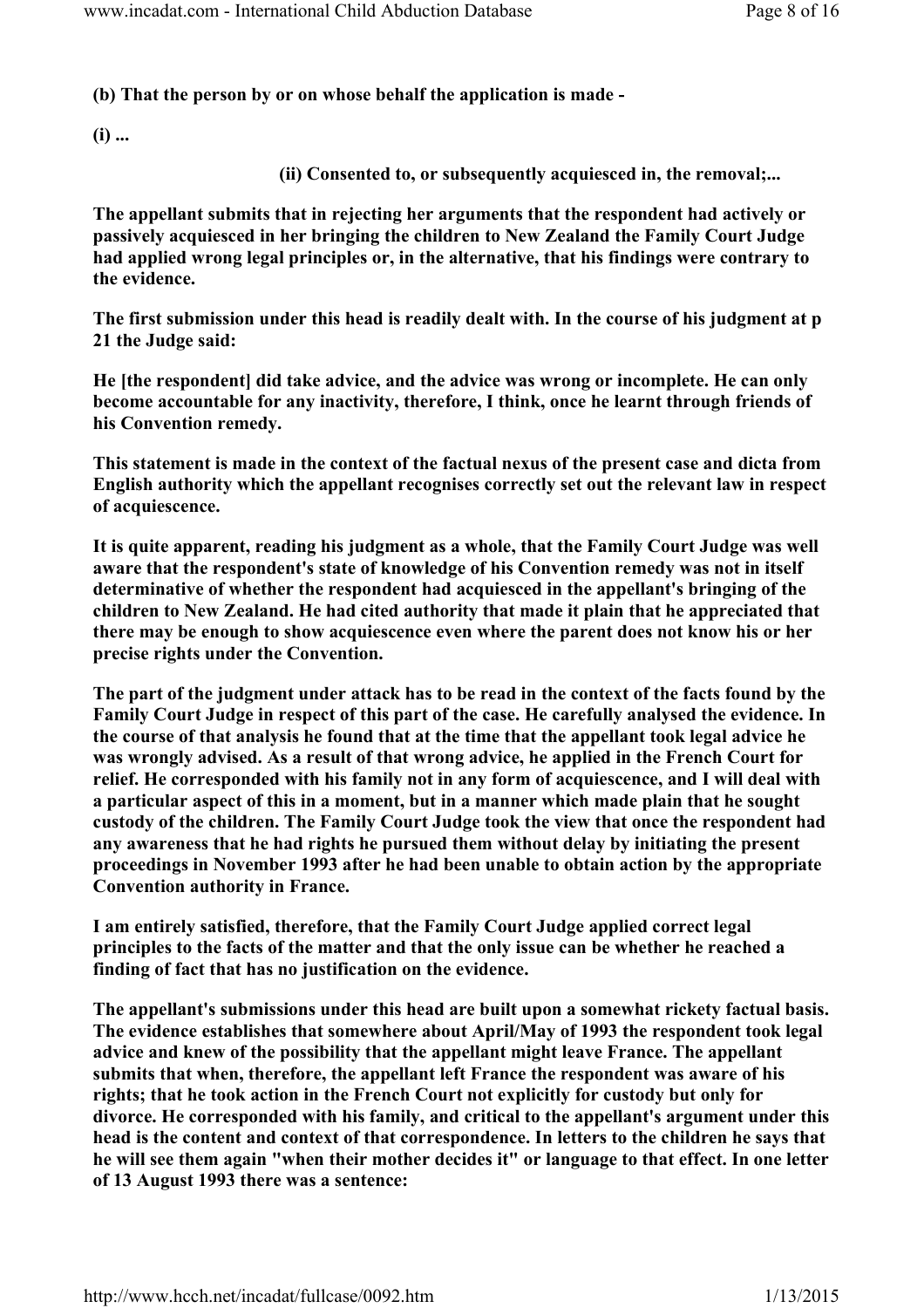**(b) That the person by or on whose behalf the application is made -**

**(i) ...**

**(ii) Consented to, or subsequently acquiesced in, the removal;...**

**The appellant submits that in rejecting her arguments that the respondent had actively or passively acquiesced in her bringing the children to New Zealand the Family Court Judge had applied wrong legal principles or, in the alternative, that his findings were contrary to the evidence.**

**The first submission under this head is readily dealt with. In the course of his judgment at p 21 the Judge said:**

**He [the respondent] did take advice, and the advice was wrong or incomplete. He can only become accountable for any inactivity, therefore, I think, once he learnt through friends of his Convention remedy.**

**This statement is made in the context of the factual nexus of the present case and dicta from English authority which the appellant recognises correctly set out the relevant law in respect of acquiescence.**

**It is quite apparent, reading his judgment as a whole, that the Family Court Judge was well aware that the respondent's state of knowledge of his Convention remedy was not in itself determinative of whether the respondent had acquiesced in the appellant's bringing of the children to New Zealand. He had cited authority that made it plain that he appreciated that there may be enough to show acquiescence even where the parent does not know his or her precise rights under the Convention.**

**The part of the judgment under attack has to be read in the context of the facts found by the Family Court Judge in respect of this part of the case. He carefully analysed the evidence. In the course of that analysis he found that at the time that the appellant took legal advice he was wrongly advised. As a result of that wrong advice, he applied in the French Court for relief. He corresponded with his family not in any form of acquiescence, and I will deal with a particular aspect of this in a moment, but in a manner which made plain that he sought custody of the children. The Family Court Judge took the view that once the respondent had any awareness that he had rights he pursued them without delay by initiating the present proceedings in November 1993 after he had been unable to obtain action by the appropriate Convention authority in France.**

**I am entirely satisfied, therefore, that the Family Court Judge applied correct legal principles to the facts of the matter and that the only issue can be whether he reached a finding of fact that has no justification on the evidence.**

**The appellant's submissions under this head are built upon a somewhat rickety factual basis. The evidence establishes that somewhere about April/May of 1993 the respondent took legal advice and knew of the possibility that the appellant might leave France. The appellant submits that when, therefore, the appellant left France the respondent was aware of his rights; that he took action in the French Court not explicitly for custody but only for divorce. He corresponded with his family, and critical to the appellant's argument under this head is the content and context of that correspondence. In letters to the children he says that he will see them again "when their mother decides it" or language to that effect. In one letter of 13 August 1993 there was a sentence:**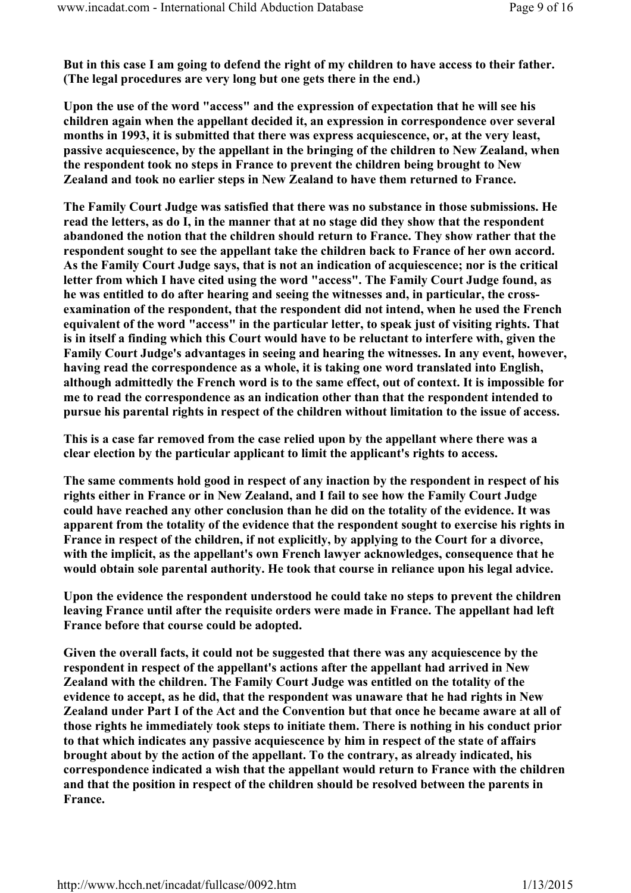**But in this case I am going to defend the right of my children to have access to their father. (The legal procedures are very long but one gets there in the end.)**

**Upon the use of the word "access" and the expression of expectation that he will see his children again when the appellant decided it, an expression in correspondence over several months in 1993, it is submitted that there was express acquiescence, or, at the very least, passive acquiescence, by the appellant in the bringing of the children to New Zealand, when the respondent took no steps in France to prevent the children being brought to New Zealand and took no earlier steps in New Zealand to have them returned to France.**

**The Family Court Judge was satisfied that there was no substance in those submissions. He read the letters, as do I, in the manner that at no stage did they show that the respondent abandoned the notion that the children should return to France. They show rather that the respondent sought to see the appellant take the children back to France of her own accord. As the Family Court Judge says, that is not an indication of acquiescence; nor is the critical letter from which I have cited using the word "access". The Family Court Judge found, as he was entitled to do after hearing and seeing the witnesses and, in particular, the cross-examination of the respondent, that the respondent did not intend, when he used the French equivalent of the word "access" in the particular letter, to speak just of visiting rights. That is in itself a finding which this Court would have to be reluctant to interfere with, given the Family Court Judge's advantages in seeing and hearing the witnesses. In any event, however, having read the correspondence as a whole, it is taking one word translated into English, although admittedly the French word is to the same effect, out of context. It is impossible for me to read the correspondence as an indication other than that the respondent intended to pursue his parental rights in respect of the children without limitation to the issue of access.**

**This is a case far removed from the case relied upon by the appellant where there was a clear election by the particular applicant to limit the applicant's rights to access.**

**The same comments hold good in respect of any inaction by the respondent in respect of his rights either in France or in New Zealand, and I fail to see how the Family Court Judge could have reached any other conclusion than he did on the totality of the evidence. It was apparent from the totality of the evidence that the respondent sought to exercise his rights in France in respect of the children, if not explicitly, by applying to the Court for a divorce, with the implicit, as the appellant's own French lawyer acknowledges, consequence that he would obtain sole parental authority. He took that course in reliance upon his legal advice.**

**Upon the evidence the respondent understood he could take no steps to prevent the children leaving France until after the requisite orders were made in France. The appellant had left France before that course could be adopted.**

**Given the overall facts, it could not be suggested that there was any acquiescence by the respondent in respect of the appellant's actions after the appellant had arrived in New Zealand with the children. The Family Court Judge was entitled on the totality of the evidence to accept, as he did, that the respondent was unaware that he had rights in New Zealand under Part I of the Act and the Convention but that once he became aware at all of those rights he immediately took steps to initiate them. There is nothing in his conduct prior to that which indicates any passive acquiescence by him in respect of the state of affairs brought about by the action of the appellant. To the contrary, as already indicated, his correspondence indicated a wish that the appellant would return to France with the children and that the position in respect of the children should be resolved between the parents in France.**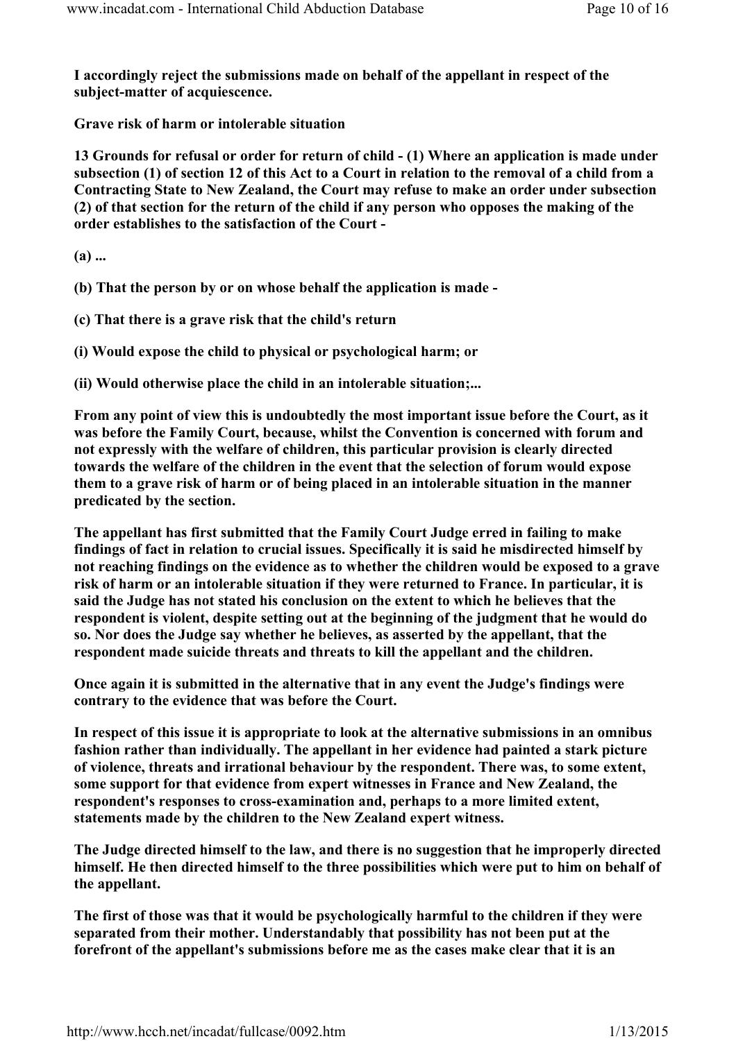**I accordingly reject the submissions made on behalf of the appellant in respect of the subject-matter of acquiescence.**

**Grave risk of harm or intolerable situation**

**13 Grounds for refusal or order for return of child - (1) Where an application is made under subsection (1) of section 12 of this Act to a Court in relation to the removal of a child from a Contracting State to New Zealand, the Court may refuse to make an order under subsection (2) of that section for the return of the child if any person who opposes the making of the order establishes to the satisfaction of the Court -**

**(a) ...**

**(b) That the person by or on whose behalf the application is made -**

**(c) That there is a grave risk that the child's return**

**(i) Would expose the child to physical or psychological harm; or**

**(ii) Would otherwise place the child in an intolerable situation;...**

**From any point of view this is undoubtedly the most important issue before the Court, as it was before the Family Court, because, whilst the Convention is concerned with forum and not expressly with the welfare of children, this particular provision is clearly directed towards the welfare of the children in the event that the selection of forum would expose them to a grave risk of harm or of being placed in an intolerable situation in the manner predicated by the section.**

**The appellant has first submitted that the Family Court Judge erred in failing to make findings of fact in relation to crucial issues. Specifically it is said he misdirected himself by not reaching findings on the evidence as to whether the children would be exposed to a grave risk of harm or an intolerable situation if they were returned to France. In particular, it is said the Judge has not stated his conclusion on the extent to which he believes that the respondent is violent, despite setting out at the beginning of the judgment that he would do so. Nor does the Judge say whether he believes, as asserted by the appellant, that the respondent made suicide threats and threats to kill the appellant and the children.**

**Once again it is submitted in the alternative that in any event the Judge's findings were contrary to the evidence that was before the Court.**

**In respect of this issue it is appropriate to look at the alternative submissions in an omnibus fashion rather than individually. The appellant in her evidence had painted a stark picture of violence, threats and irrational behaviour by the respondent. There was, to some extent, some support for that evidence from expert witnesses in France and New Zealand, the respondent's responses to cross-examination and, perhaps to a more limited extent, statements made by the children to the New Zealand expert witness.**

**The Judge directed himself to the law, and there is no suggestion that he improperly directed himself. He then directed himself to the three possibilities which were put to him on behalf of the appellant.**

**The first of those was that it would be psychologically harmful to the children if they were separated from their mother. Understandably that possibility has not been put at the forefront of the appellant's submissions before me as the cases make clear that it is an**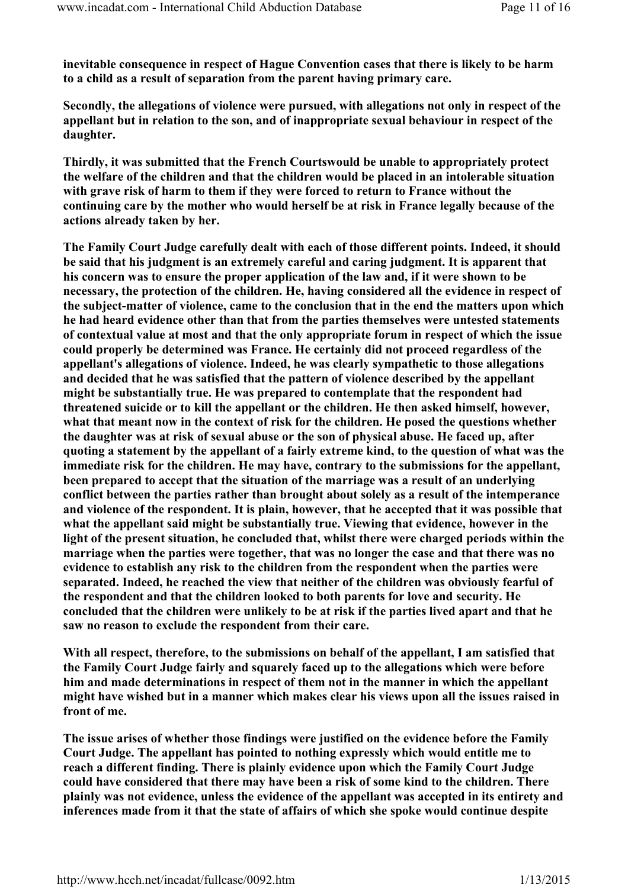**inevitable consequence in respect of Hague Convention cases that there is likely to be harm to a child as a result of separation from the parent having primary care.**

**Secondly, the allegations of violence were pursued, with allegations not only in respect of the appellant but in relation to the son, and of inappropriate sexual behaviour in respect of the daughter.**

**Thirdly, it was submitted that the French Courtswould be unable to appropriately protect the welfare of the children and that the children would be placed in an intolerable situation with grave risk of harm to them if they were forced to return to France without the continuing care by the mother who would herself be at risk in France legally because of the actions already taken by her.**

**The Family Court Judge carefully dealt with each of those different points. Indeed, it should be said that his judgment is an extremely careful and caring judgment. It is apparent that his concern was to ensure the proper application of the law and, if it were shown to be necessary, the protection of the children. He, having considered all the evidence in respect of the subject-matter of violence, came to the conclusion that in the end the matters upon which he had heard evidence other than that from the parties themselves were untested statements of contextual value at most and that the only appropriate forum in respect of which the issue could properly be determined was France. He certainly did not proceed regardless of the appellant's allegations of violence. Indeed, he was clearly sympathetic to those allegations and decided that he was satisfied that the pattern of violence described by the appellant might be substantially true. He was prepared to contemplate that the respondent had threatened suicide or to kill the appellant or the children. He then asked himself, however, what that meant now in the context of risk for the children. He posed the questions whether the daughter was at risk of sexual abuse or the son of physical abuse. He faced up, after quoting a statement by the appellant of a fairly extreme kind, to the question of what was the immediate risk for the children. He may have, contrary to the submissions for the appellant, been prepared to accept that the situation of the marriage was a result of an underlying conflict between the parties rather than brought about solely as a result of the intemperance and violence of the respondent. It is plain, however, that he accepted that it was possible that what the appellant said might be substantially true. Viewing that evidence, however in the light of the present situation, he concluded that, whilst there were charged periods within the marriage when the parties were together, that was no longer the case and that there was no evidence to establish any risk to the children from the respondent when the parties were separated. Indeed, he reached the view that neither of the children was obviously fearful of the respondent and that the children looked to both parents for love and security. He concluded that the children were unlikely to be at risk if the parties lived apart and that he saw no reason to exclude the respondent from their care.**

**With all respect, therefore, to the submissions on behalf of the appellant, I am satisfied that the Family Court Judge fairly and squarely faced up to the allegations which were before him and made determinations in respect of them not in the manner in which the appellant might have wished but in a manner which makes clear his views upon all the issues raised in front of me.**

**The issue arises of whether those findings were justified on the evidence before the Family Court Judge. The appellant has pointed to nothing expressly which would entitle me to reach a different finding. There is plainly evidence upon which the Family Court Judge could have considered that there may have been a risk of some kind to the children. There plainly was not evidence, unless the evidence of the appellant was accepted in its entirety and inferences made from it that the state of affairs of which she spoke would continue despite**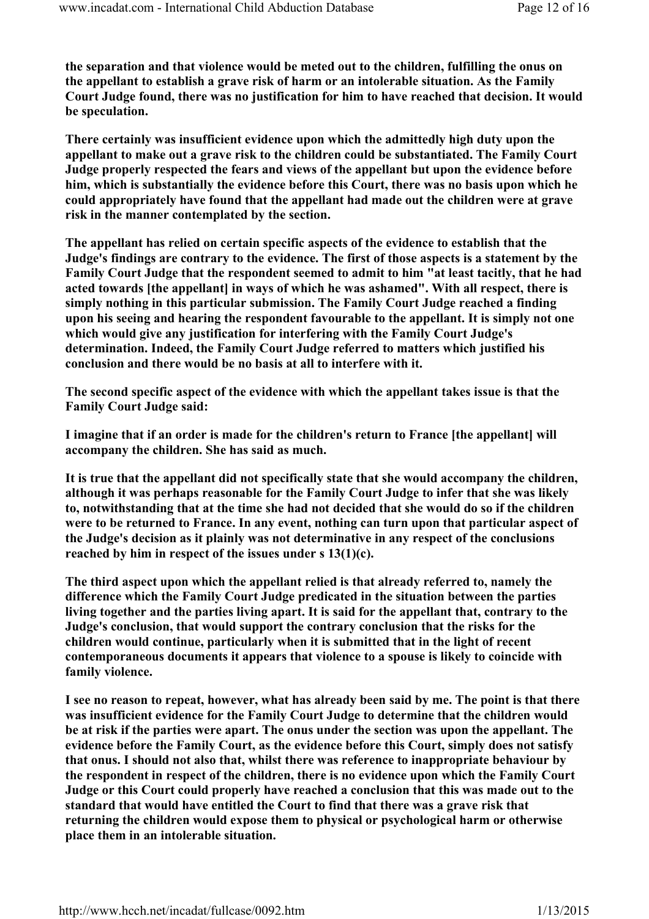**the separation and that violence would be meted out to the children, fulfilling the onus on the appellant to establish a grave risk of harm or an intolerable situation. As the Family Court Judge found, there was no justification for him to have reached that decision. It would be speculation.**

**There certainly was insufficient evidence upon which the admittedly high duty upon the appellant to make out a grave risk to the children could be substantiated. The Family Court Judge properly respected the fears and views of the appellant but upon the evidence before him, which is substantially the evidence before this Court, there was no basis upon which he could appropriately have found that the appellant had made out the children were at grave risk in the manner contemplated by the section.**

**The appellant has relied on certain specific aspects of the evidence to establish that the Judge's findings are contrary to the evidence. The first of those aspects is a statement by the Family Court Judge that the respondent seemed to admit to him "at least tacitly, that he had acted towards [the appellant] in ways of which he was ashamed". With all respect, there is simply nothing in this particular submission. The Family Court Judge reached a finding upon his seeing and hearing the respondent favourable to the appellant. It is simply not one which would give any justification for interfering with the Family Court Judge's determination. Indeed, the Family Court Judge referred to matters which justified his conclusion and there would be no basis at all to interfere with it.**

**The second specific aspect of the evidence with which the appellant takes issue is that the Family Court Judge said:**

**I imagine that if an order is made for the children's return to France [the appellant] will accompany the children. She has said as much.**

**It is true that the appellant did not specifically state that she would accompany the children, although it was perhaps reasonable for the Family Court Judge to infer that she was likely to, notwithstanding that at the time she had not decided that she would do so if the children were to be returned to France. In any event, nothing can turn upon that particular aspect of the Judge's decision as it plainly was not determinative in any respect of the conclusions reached by him in respect of the issues under s 13(1)(c).**

**The third aspect upon which the appellant relied is that already referred to, namely the difference which the Family Court Judge predicated in the situation between the parties living together and the parties living apart. It is said for the appellant that, contrary to the Judge's conclusion, that would support the contrary conclusion that the risks for the children would continue, particularly when it is submitted that in the light of recent contemporaneous documents it appears that violence to a spouse is likely to coincide with family violence.**

**I see no reason to repeat, however, what has already been said by me. The point is that there was insufficient evidence for the Family Court Judge to determine that the children would be at risk if the parties were apart. The onus under the section was upon the appellant. The evidence before the Family Court, as the evidence before this Court, simply does not satisfy that onus. I should not also that, whilst there was reference to inappropriate behaviour by the respondent in respect of the children, there is no evidence upon which the Family Court Judge or this Court could properly have reached a conclusion that this was made out to the standard that would have entitled the Court to find that there was a grave risk that returning the children would expose them to physical or psychological harm or otherwise place them in an intolerable situation.**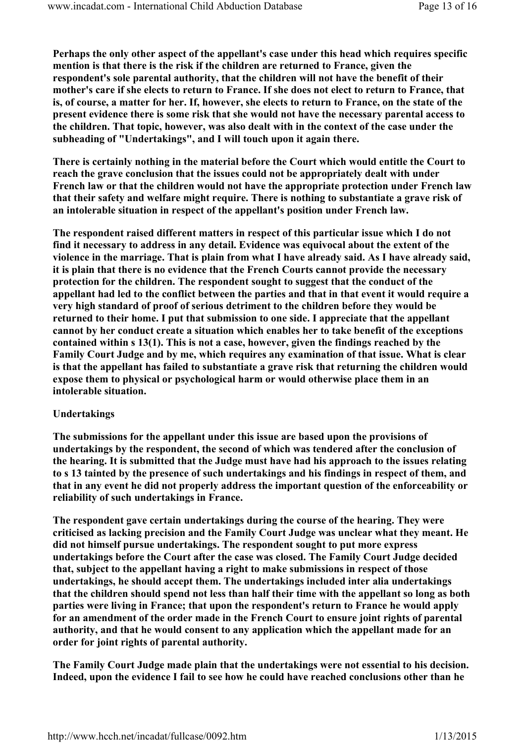Perhaps the only other aspect of the appellant's case under this head which requires specific mention is that there is the risk if the children are returned to France, given the respondent's sole parental authority, that the children will not have the benefit of their mother's care if she elects to return to France. If she does not elect to return to France, that is, of course, a matter for her. If, however, she elects to return to France, on the state of the present evidence there is some risk that she would not have the necessary parental access to the children. That topic, however, was also dealt with in the context of the case under the subheading of "Undertakings", and I will touch upon it again there.

There is certainly nothing in the material before the Court which would entitle the Court to reach the grave conclusion that the issues could not be appropriately dealt with under French law or that the children would not have the appropriate protection under French law that their safety and welfare might require. There is nothing to substantiate a grave risk of an intolerable situation in respect of the appellant's position under French law.

The respondent raised different matters in respect of this particular issue which I do not find it necessary to address in any detail. Evidence was equivocal about the extent of the violence in the marriage. That is plain from what I have already said. As I have already said, it is plain that there is no evidence that the French Courts cannot provide the necessary protection for the children. The respondent sought to suggest that the conduct of the appellant had led to the conflict between the parties and that in that event it would require a very high standard of proof of serious detriment to the children before they would be returned to their home. I put that submission to one side. I appreciate that the appellant cannot by her conduct create a situation which enables her to take benefit of the exceptions contained within s 13(1). This is not a case, however, given the findings reached by the Family Court Judge and by me, which requires any examination of that issue. What is clear is that the appellant has failed to substantiate a grave risk that returning the children would expose them to physical or psychological harm or would otherwise place them in an intolerable situation.

**Undertakings**

The submissions for the appellant under this issue are based upon the provisions of undertakings by the respondent, the second of which was tendered after the conclusion of the hearing. It is submitted that the Judge must have had his approach to the issues relating to s 13 tainted by the presence of such undertakings and his findings in respect of them, and that in any event he did not properly address the important question of the enforceability or reliability of such undertakings in France.

The respondent gave certain undertakings during the course of the hearing. They were criticised as lacking precision and the Family Court Judge was unclear what they meant. He did not himself pursue undertakings. The respondent sought to put more express undertakings before the Court after the case was closed. The Family Court Judge decided that, subject to the appellant having a right to make submissions in respect of those undertakings, he should accept them. The undertakings included inter alia undertakings that the children should spend not less than half their time with the appellant so long as both parties were living in France; that upon the respondent's return to France he would apply for an amendment of the order made in the French Court to ensure joint rights of parental authority, and that he would consent to any application which the appellant made for an order for joint rights of parental authority.

The Family Court Judge made plain that the undertakings were not essential to his decision. Indeed, upon the evidence I fail to see how he could have reached conclusions other than he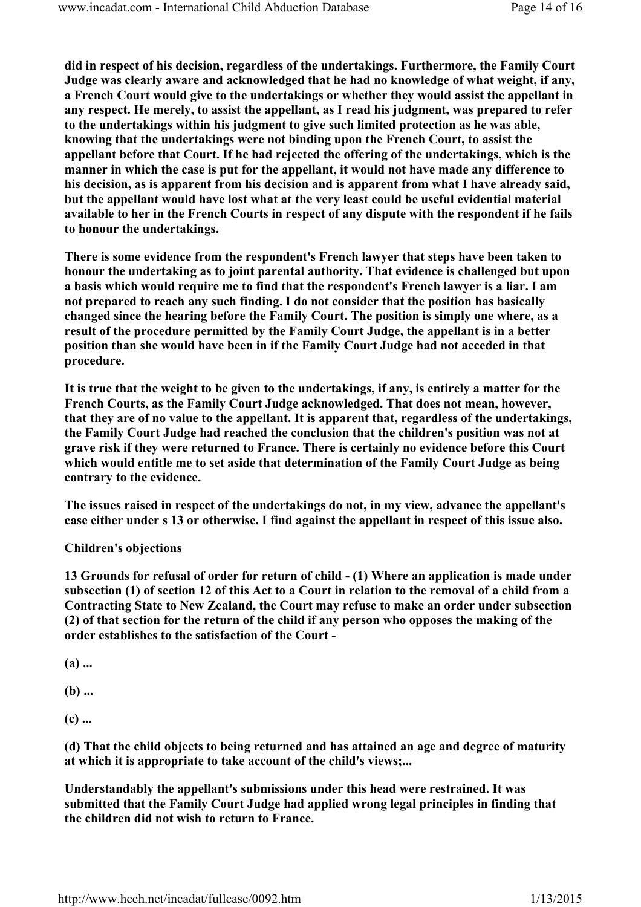**did in respect of his decision, regardless of the undertakings. Furthermore, the Family Court Judge was clearly aware and acknowledged that he had no knowledge of what weight, if any, a French Court would give to the undertakings or whether they would assist the appellant in any respect. He merely, to assist the appellant, as I read his judgment, was prepared to refer to the undertakings within his judgment to give such limited protection as he was able, knowing that the undertakings were not binding upon the French Court, to assist the appellant before that Court. If he had rejected the offering of the undertakings, which is the manner in which the case is put for the appellant, it would not have made any difference to his decision, as is apparent from his decision and is apparent from what I have already said, but the appellant would have lost what at the very least could be useful evidential material available to her in the French Courts in respect of any dispute with the respondent if he fails to honour the undertakings.**

**There is some evidence from the respondent's French lawyer that steps have been taken to honour the undertaking as to joint parental authority. That evidence is challenged but upon a basis which would require me to find that the respondent's French lawyer is a liar. I am not prepared to reach any such finding. I do not consider that the position has basically changed since the hearing before the Family Court. The position is simply one where, as a result of the procedure permitted by the Family Court Judge, the appellant is in a better position than she would have been in if the Family Court Judge had not acceded in that procedure.**

**It is true that the weight to be given to the undertakings, if any, is entirely a matter for the French Courts, as the Family Court Judge acknowledged. That does not mean, however, that they are of no value to the appellant. It is apparent that, regardless of the undertakings, the Family Court Judge had reached the conclusion that the children's position was not at grave risk if they were returned to France. There is certainly no evidence before this Court which would entitle me to set aside that determination of the Family Court Judge as being contrary to the evidence.**

**The issues raised in respect of the undertakings do not, in my view, advance the appellant's case either under s 13 or otherwise. I find against the appellant in respect of this issue also.**

**Children's objections**

**13 Grounds for refusal of order for return of child - (1) Where an application is made under subsection (1) of section 12 of this Act to a Court in relation to the removal of a child from a Contracting State to New Zealand, the Court may refuse to make an order under subsection (2) of that section for the return of the child if any person who opposes the making of the order establishes to the satisfaction of the Court -**

**(a) ...**

**(b) ...**

**(c) ...**

**(d) That the child objects to being returned and has attained an age and degree of maturity at which it is appropriate to take account of the child's views;...**

**Understandably the appellant's submissions under this head were restrained. It was submitted that the Family Court Judge had applied wrong legal principles in finding that the children did not wish to return to France.**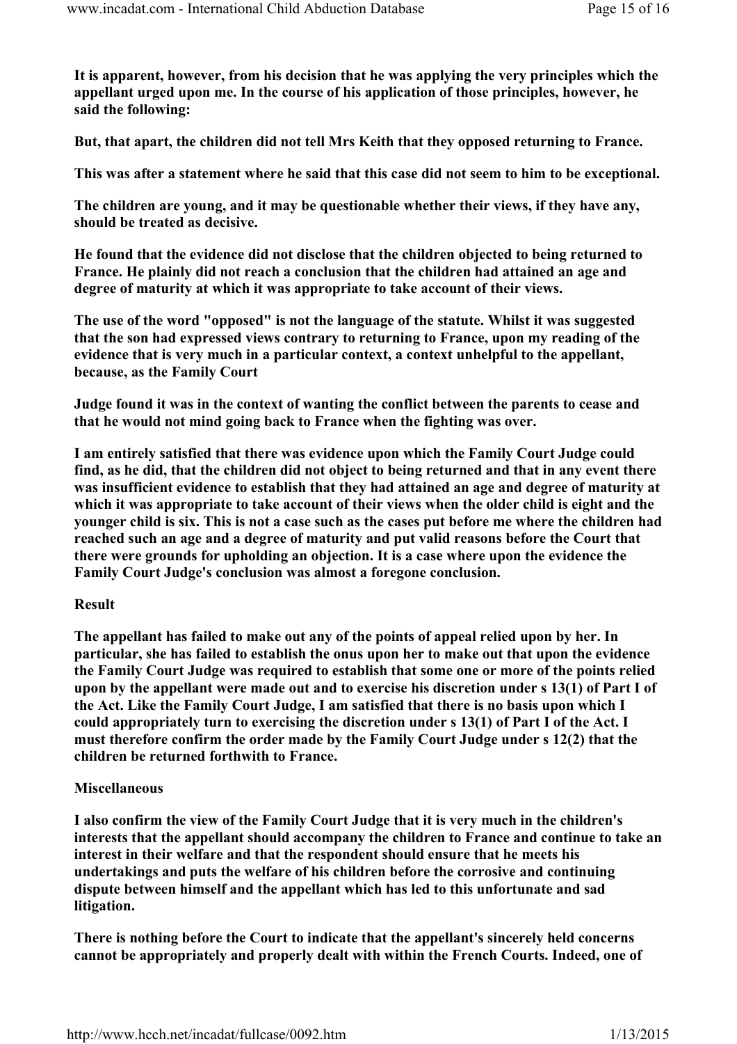It is apparent, however, from his decision that he was applying the very principles which the appellant urged upon me. In the course of his application of those principles, however, he said the following:

But, that apart, the children did not tell Mrs Keith that they opposed returning to France.

This was after a statement where he said that this case did not seem to him to be exceptional.

The children are young, and it may be questionable whether their views, if they have any, should be treated as decisive.

He found that the evidence did not disclose that the children objected to being returned to France. He plainly did not reach a conclusion that the children had attained an age and degree of maturity at which it was appropriate to take account of their views.

The use of the word "opposed" is not the language of the statute. Whilst it was suggested that the son had expressed views contrary to returning to France, upon my reading of the evidence that is very much in a particular context, a context unhelpful to the appellant, because, as the Family Court

Judge found it was in the context of wanting the conflict between the parents to cease and that he would not mind going back to France when the fighting was over.

I am entirely satisfied that there was evidence upon which the Family Court Judge could find, as he did, that the children did not object to being returned and that in any event there was insufficient evidence to establish that they had attained an age and degree of maturity at which it was appropriate to take account of their views when the older child is eight and the younger child is six. This is not a case such as the cases put before me where the children had reached such an age and a degree of maturity and put valid reasons before the Court that there were grounds for upholding an objection. It is a case where upon the evidence the Family Court Judge's conclusion was almost a foregone conclusion.

**Result**

The appellant has failed to make out any of the points of appeal relied upon by her. In particular, she has failed to establish the onus upon her to make out that upon the evidence the Family Court Judge was required to establish that some one or more of the points relied upon by the appellant were made out and to exercise his discretion under s 13(1) of Part I of the Act. Like the Family Court Judge, I am satisfied that there is no basis upon which I could appropriately turn to exercising the discretion under s 13(1) of Part I of the Act. I must therefore confirm the order made by the Family Court Judge under s 12(2) that the children be returned forthwith to France.

**Miscellaneous**

I also confirm the view of the Family Court Judge that it is very much in the children's interests that the appellant should accompany the children to France and continue to take an interest in their welfare and that the respondent should ensure that he meets his undertakings and puts the welfare of his children before the corrosive and continuing dispute between himself and the appellant which has led to this unfortunate and sad litigation.

There is nothing before the Court to indicate that the appellant's sincerely held concerns cannot be appropriately and properly dealt with within the French Courts. Indeed, one of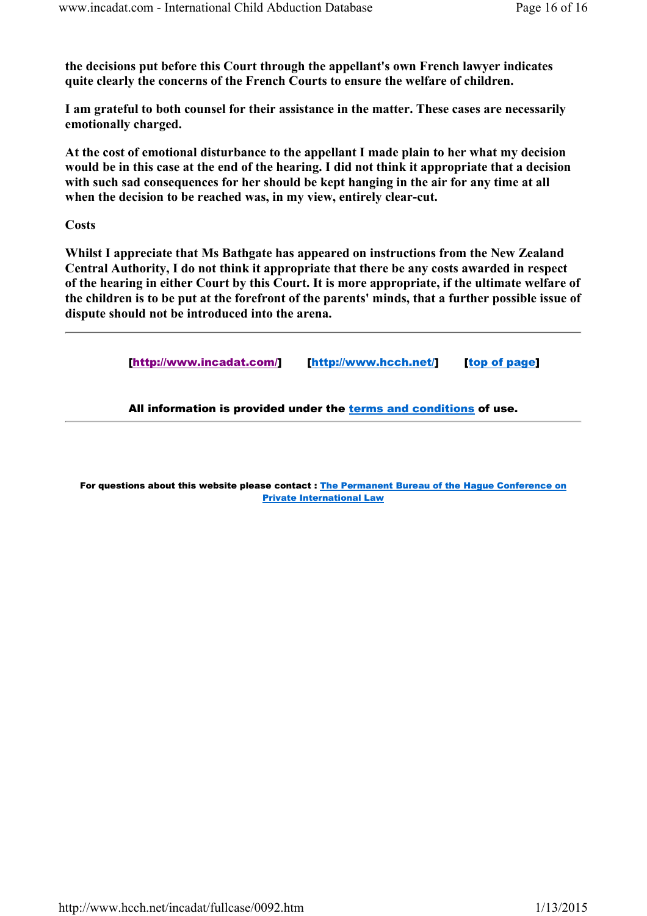**the decisions put before this Court through the appellant's own French lawyer indicates quite clearly the concerns of the French Courts to ensure the welfare of children.**

**I am grateful to both counsel for their assistance in the matter. These cases are necessarily emotionally charged.**

**At the cost of emotional disturbance to the appellant I made plain to her what my decision would be in this case at the end of the hearing. I did not think it appropriate that a decision with such sad consequences for her should be kept hanging in the air for any time at all when the decision to be reached was, in my view, entirely clear-cut.**

**Costs**

**Whilst I appreciate that Ms Bathgate has appeared on instructions from the New Zealand Central Authority, I do not think it appropriate that there be any costs awarded in respect of the hearing in either Court by this Court. It is more appropriate, if the ultimate welfare of the children is to be put at the forefront of the parents' minds, that a further possible issue of dispute should not be introduced into the arena.**

---

**[http://www.incadat.com/]** **[http://www.hcch.net/]** **[top of page]**

**All information is provided under the terms and conditions of use.**

---

**For questions about this website please contact : The Permanent Bureau of the Hague Conference on Private International Law**